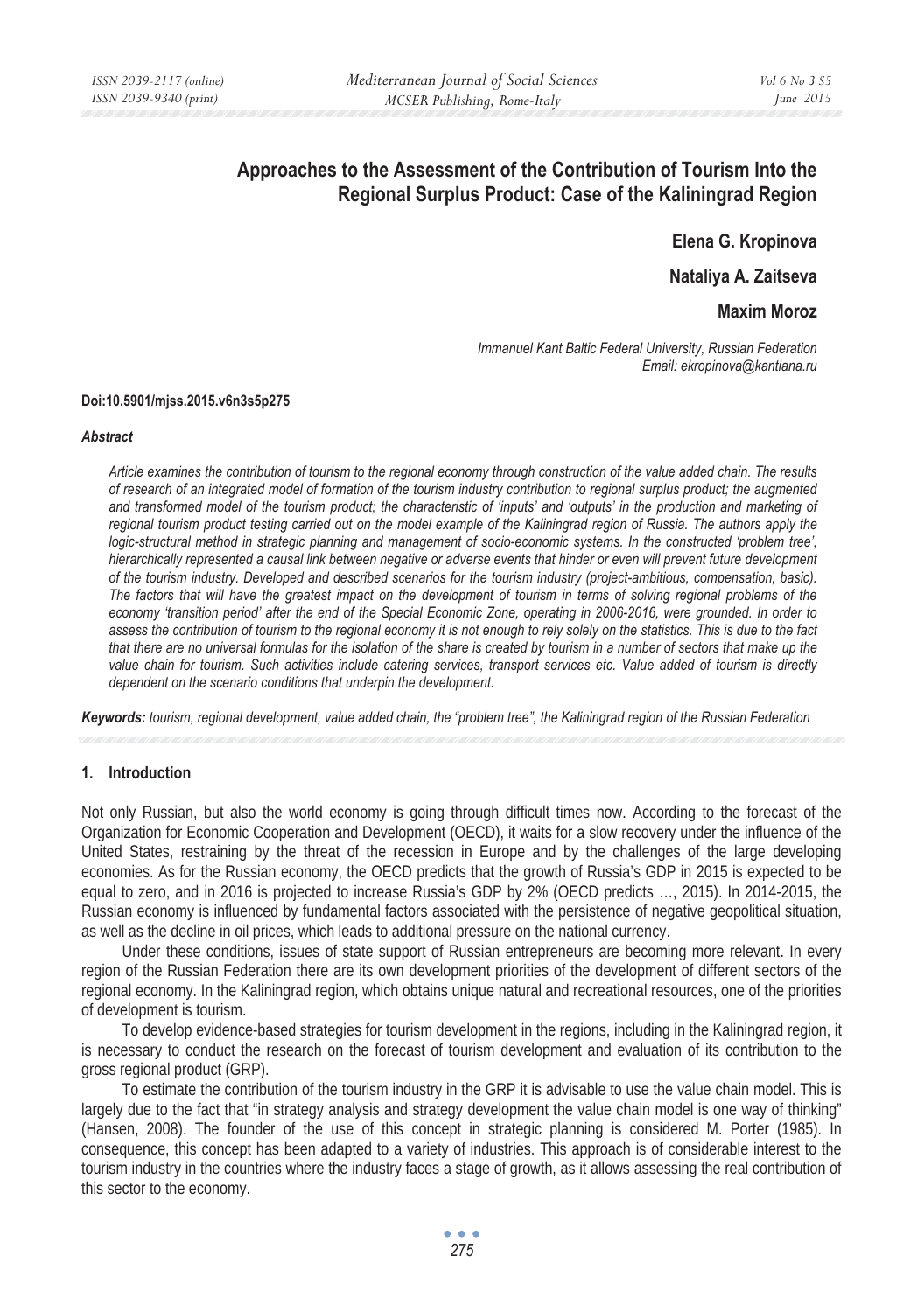# Approaches to the Assessment of the Contribution of Tourism Into the Regional Surplus Product: Case of the Kaliningrad Region

**Elena G. Kropinova**

**Nataliya A. Zaitseva**

**Maxim Moroz**

*Immanuel Kant Baltic Federal University, Russian Federation*
*Email: ekropinova@kantiana.ru*

**Doi:10.5901/mjss.2015.v6n3s5p275**

### *Abstract*

*Article examines the contribution of tourism to the regional economy through construction of the value added chain. The results of research of an integrated model of formation of the tourism industry contribution to regional surplus product; the augmented and transformed model of the tourism product; the characteristic of 'inputs' and 'outputs' in the production and marketing of regional tourism product testing carried out on the model example of the Kaliningrad region of Russia. The authors apply the logic-structural method in strategic planning and management of socio-economic systems. In the constructed 'problem tree', hierarchically represented a causal link between negative or adverse events that hinder or even will prevent future development of the tourism industry. Developed and described scenarios for the tourism industry (project-ambitious, compensation, basic). The factors that will have the greatest impact on the development of tourism in terms of solving regional problems of the economy 'transition period' after the end of the Special Economic Zone, operating in 2006-2016, were grounded. In order to assess the contribution of tourism to the regional economy it is not enough to rely solely on the statistics. This is due to the fact that there are no universal formulas for the isolation of the share is created by tourism in a number of sectors that make up the value chain for tourism. Such activities include catering services, transport services etc. Value added of tourism is directly dependent on the scenario conditions that underpin the development.*

***Keywords:*** *tourism, regional development, value added chain, the "problem tree", the Kaliningrad region of the Russian Federation*

## 1. Introduction

Not only Russian, but also the world economy is going through difficult times now. According to the forecast of the Organization for Economic Cooperation and Development (OECD), it waits for a slow recovery under the influence of the United States, restraining by the threat of the recession in Europe and by the challenges of the large developing economies. As for the Russian economy, the OECD predicts that the growth of Russia's GDP in 2015 is expected to be equal to zero, and in 2016 is projected to increase Russia's GDP by 2% (OECD predicts …, 2015). In 2014-2015, the Russian economy is influenced by fundamental factors associated with the persistence of negative geopolitical situation, as well as the decline in oil prices, which leads to additional pressure on the national currency.

Under these conditions, issues of state support of Russian entrepreneurs are becoming more relevant. In every region of the Russian Federation there are its own development priorities of the development of different sectors of the regional economy. In the Kaliningrad region, which obtains unique natural and recreational resources, one of the priorities of development is tourism.

To develop evidence-based strategies for tourism development in the regions, including in the Kaliningrad region, it is necessary to conduct the research on the forecast of tourism development and evaluation of its contribution to the gross regional product (GRP).

To estimate the contribution of the tourism industry in the GRP it is advisable to use the value chain model. This is largely due to the fact that "in strategy analysis and strategy development the value chain model is one way of thinking" (Hansen, 2008). The founder of the use of this concept in strategic planning is considered M. Porter (1985). In consequence, this concept has been adapted to a variety of industries. This approach is of considerable interest to the tourism industry in the countries where the industry faces a stage of growth, as it allows assessing the real contribution of this sector to the economy.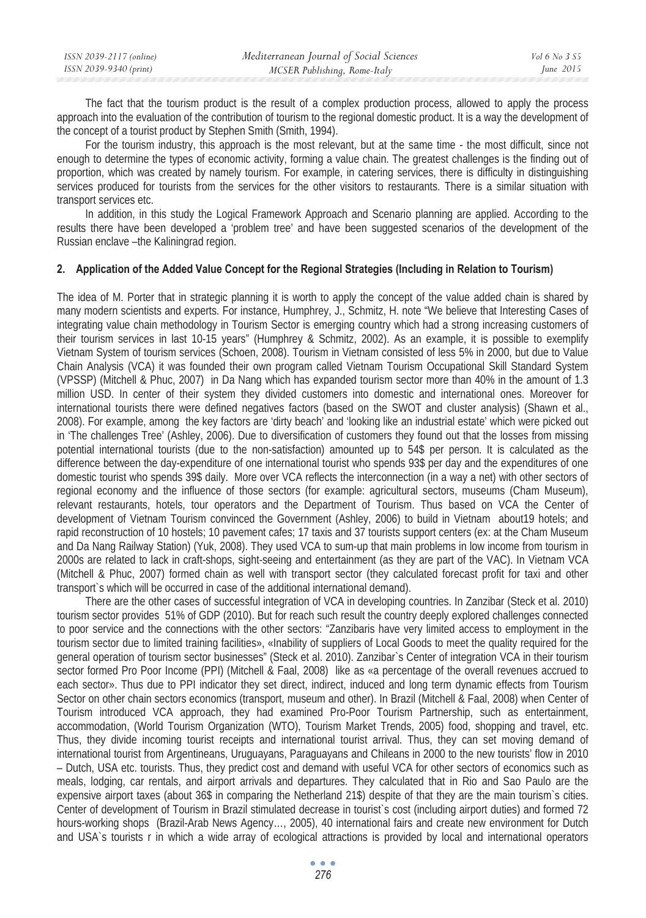The fact that the tourism product is the result of a complex production process, allowed to apply the process approach into the evaluation of the contribution of tourism to the regional domestic product. It is a way the development of the concept of a tourist product by Stephen Smith (Smith, 1994).

For the tourism industry, this approach is the most relevant, but at the same time - the most difficult, since not enough to determine the types of economic activity, forming a value chain. The greatest challenges is the finding out of proportion, which was created by namely tourism. For example, in catering services, there is difficulty in distinguishing services produced for tourists from the services for the other visitors to restaurants. There is a similar situation with transport services etc.

In addition, in this study the Logical Framework Approach and Scenario planning are applied. According to the results there have been developed a 'problem tree' and have been suggested scenarios of the development of the Russian enclave –the Kaliningrad region.

## 2. Application of the Added Value Concept for the Regional Strategies (Including in Relation to Tourism)

The idea of M. Porter that in strategic planning it is worth to apply the concept of the value added chain is shared by many modern scientists and experts. For instance, Humphrey, J., Schmitz, H. note "We believe that Interesting Cases of integrating value chain methodology in Tourism Sector is emerging country which had a strong increasing customers of their tourism services in last 10-15 years" (Humphrey & Schmitz, 2002). As an example, it is possible to exemplify Vietnam System of tourism services (Schoen, 2008). Tourism in Vietnam consisted of less 5% in 2000, but due to Value Chain Analysis (VCA) it was founded their own program called Vietnam Tourism Occupational Skill Standard System (VPSSP) (Mitchell & Phuc, 2007) in Da Nang which has expanded tourism sector more than 40% in the amount of 1.3 million USD. In center of their system they divided customers into domestic and international ones. Moreover for international tourists there were defined negatives factors (based on the SWOT and cluster analysis) (Shawn et al., 2008). For example, among the key factors are 'dirty beach' and 'looking like an industrial estate' which were picked out in 'The challenges Tree' (Ashley, 2006). Due to diversification of customers they found out that the losses from missing potential international tourists (due to the non-satisfaction) amounted up to 54$ per person. It is calculated as the difference between the day-expenditure of one international tourist who spends 93$ per day and the expenditures of one domestic tourist who spends 39$ daily. More over VCA reflects the interconnection (in a way a net) with other sectors of regional economy and the influence of those sectors (for example: agricultural sectors, museums (Cham Museum), relevant restaurants, hotels, tour operators and the Department of Tourism. Thus based on VCA the Center of development of Vietnam Tourism convinced the Government (Ashley, 2006) to build in Vietnam about19 hotels; and rapid reconstruction of 10 hostels; 10 pavement cafes; 17 taxis and 37 tourists support centers (ex: at the Cham Museum and Da Nang Railway Station) (Yuk, 2008). They used VCA to sum-up that main problems in low income from tourism in 2000s are related to lack in craft-shops, sight-seeing and entertainment (as they are part of the VAC). In Vietnam VCA (Mitchell & Phuc, 2007) formed chain as well with transport sector (they calculated forecast profit for taxi and other transport`s which will be occurred in case of the additional international demand).

There are the other cases of successful integration of VCA in developing countries. In Zanzibar (Steck et al. 2010) tourism sector provides 51% of GDP (2010). But for reach such result the country deeply explored challenges connected to poor service and the connections with the other sectors: "Zanzibaris have very limited access to employment in the tourism sector due to limited training facilities», «Inability of suppliers of Local Goods to meet the quality required for the general operation of tourism sector businesses" (Steck et al. 2010). Zanzibar`s Center of integration VCA in their tourism sector formed Pro Poor Income (PPI) (Mitchell & Faal, 2008) like as «a percentage of the overall revenues accrued to each sector». Thus due to PPI indicator they set direct, indirect, induced and long term dynamic effects from Tourism Sector on other chain sectors economics (transport, museum and other). In Brazil (Mitchell & Faal, 2008) when Center of Tourism introduced VCA approach, they had examined Pro-Poor Tourism Partnership, such as entertainment, accommodation, (World Tourism Organization (WTO), Tourism Market Trends, 2005) food, shopping and travel, etc. Thus, they divide incoming tourist receipts and international tourist arrival. Thus, they can set moving demand of international tourist from Argentineans, Uruguayans, Paraguayans and Chileans in 2000 to the new tourists' flow in 2010 – Dutch, USA etc. tourists. Thus, they predict cost and demand with useful VCA for other sectors of economics such as meals, lodging, car rentals, and airport arrivals and departures. They calculated that in Rio and Sao Paulo are the expensive airport taxes (about 36$ in comparing the Netherland 21$) despite of that they are the main tourism`s cities. Center of development of Tourism in Brazil stimulated decrease in tourist`s cost (including airport duties) and formed 72 hours-working shops (Brazil-Arab News Agency…, 2005), 40 international fairs and create new environment for Dutch and USA`s tourists r in which a wide array of ecological attractions is provided by local and international operators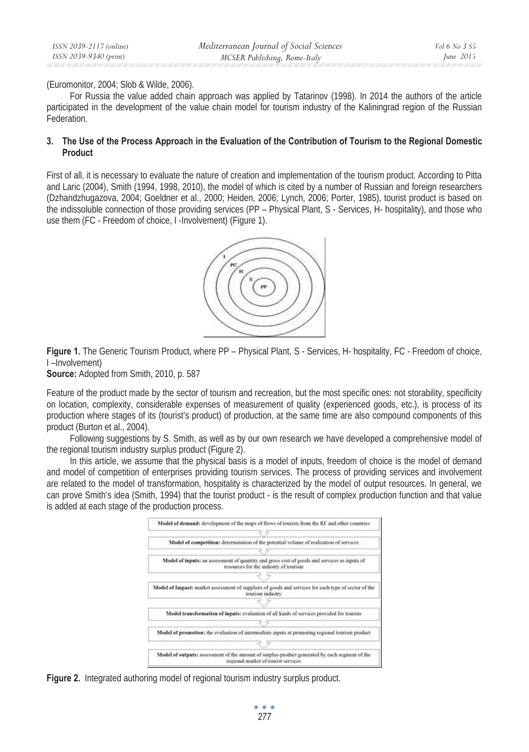(Euromonitor, 2004; Slob & Wilde, 2006).

For Russia the value added chain approach was applied by Tatarinov (1998). In 2014 the authors of the article participated in the development of the value chain model for tourism industry of the Kaliningrad region of the Russian Federation.

## 3. The Use of the Process Approach in the Evaluation of the Contribution of Tourism to the Regional Domestic Product

First of all, it is necessary to evaluate the nature of creation and implementation of the tourism product. According to Pitta and Laric (2004), Smith (1994, 1998, 2010), the model of which is cited by a number of Russian and foreign researchers (Dzhandzhugazova, 2004; Goeldner et al., 2000; Heiden, 2006; Lynch, 2006; Porter, 1985), tourist product is based on the indissoluble connection of those providing services (PP – Physical Plant, S - Services, H- hospitality), and those who use them (FC - Freedom of choice, I -Involvement) (Figure 1).

**Figure 1.** The Generic Tourism Product, where PP – Physical Plant, S - Services, H- hospitality, FC - Freedom of choice, I –Involvement)

**Source:** Adopted from Smith, 2010, p. 587

Feature of the product made by the sector of tourism and recreation, but the most specific ones: not storability, specificity on location, complexity, considerable expenses of measurement of quality (experienced goods, etc.), is process of its production where stages of its (tourist's product) of production, at the same time are also compound components of this product (Burton et al., 2004).

Following suggestions by S. Smith, as well as by our own research we have developed a comprehensive model of the regional tourism industry surplus product (Figure 2).

In this article, we assume that the physical basis is a model of inputs, freedom of choice is the model of demand and model of competition of enterprises providing tourism services. The process of providing services and involvement are related to the model of transformation, hospitality is characterized by the model of output resources. In general, we can prove Smith's idea (Smith, 1994) that the tourist product - is the result of complex production function and that value is added at each stage of the production process.

**Model of demand:** development of the maps of flows of tourists from the RF and other countries

**Model of competition:** determination of the potential volume of realization of services

**Model of inputs:** an assessment of quantity and gross cost of goods and services as inputs of resources for the industry of tourism

**Model of Impact:** market assessment of suppliers of goods and services for each type of sector of the tourism industry

**Model transformation of inputs:** evaluation of all kinds of services provided for tourists

**Model of promotion:** the evaluation of intermediate inputs at promoting regional tourism product

**Model of outputs:** assessment of the amount of surplus-product generated by each segment of the regional market of tourist services

**Figure 2.** Integrated authoring model of regional tourism industry surplus product.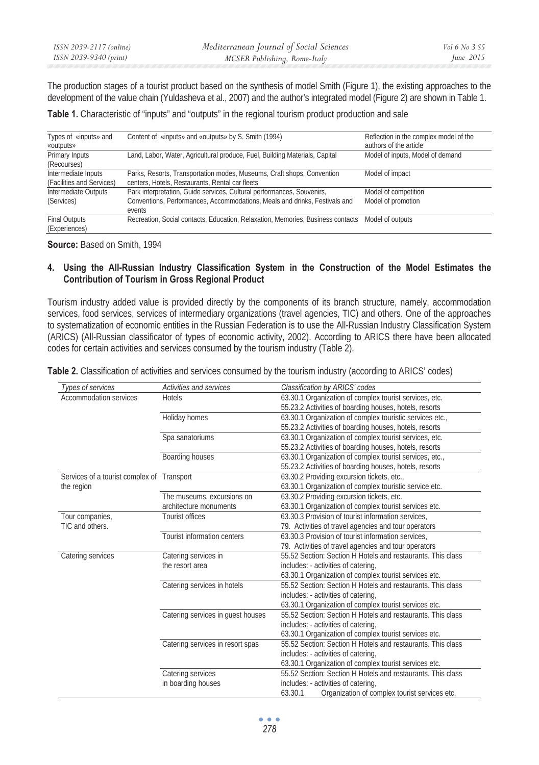The production stages of a tourist product based on the synthesis of model Smith (Figure 1), the existing approaches to the development of the value chain (Yuldasheva et al., 2007) and the author's integrated model (Figure 2) are shown in Table 1.

**Table 1.** Characteristic of "inputs" and "outputs" in the regional tourism product production and sale

| Types of «inputs» and «outputs» | Content of «inputs» and «outputs» by S. Smith (1994) | Reflection in the complex model of the authors of the article |
|---|---|---|
| Primary Inputs (Recourses) | Land, Labor, Water, Agricultural produce, Fuel, Building Materials, Capital | Model of inputs, Model of demand |
| Intermediate Inputs (Facilities and Services) | Parks, Resorts, Transportation modes, Museums, Craft shops, Convention centers, Hotels, Restaurants, Rental car fleets | Model of impact |
| Intermediate Outputs (Services) | Park interpretation, Guide services, Cultural performances, Souvenirs, Conventions, Performances, Accommodations, Meals and drinks, Festivals and events | Model of competition<br>Model of promotion |
| Final Outputs (Experiences) | Recreation, Social contacts, Education, Relaxation, Memories, Business contacts | Model of outputs |

**Source:** Based on Smith, 1994

## 4. Using the All-Russian Industry Classification System in the Construction of the Model Estimates the Contribution of Tourism in Gross Regional Product

Tourism industry added value is provided directly by the components of its branch structure, namely, accommodation services, food services, services of intermediary organizations (travel agencies, TIC) and others. One of the approaches to systematization of economic entities in the Russian Federation is to use the All-Russian Industry Classification System (ARICS) (All-Russian classificator of types of economic activity, 2002). According to ARICS there have been allocated codes for certain activities and services consumed by the tourism industry (Table 2).

**Table 2.** Classification of activities and services consumed by the tourism industry (according to ARICS' codes)

| *Types of services* | *Activities and services* | *Classification by ARICS' codes* |
|---|---|---|
| Accommodation services | Hotels | 63.30.1 Organization of complex tourist services, etc.<br>55.23.2 Activities of boarding houses, hotels, resorts |
| | Holiday homes | 63.30.1 Organization of complex touristic services etc.,<br>55.23.2 Activities of boarding houses, hotels, resorts |
| | Spa sanatoriums | 63.30.1 Organization of complex tourist services, etc.<br>55.23.2 Activities of boarding houses, hotels, resorts |
| | Boarding houses | 63.30.1 Organization of complex tourist services, etc.,<br>55.23.2 Activities of boarding houses, hotels, resorts |
| Services of a tourist complex of the region | Transport | 63.30.2 Providing excursion tickets, etc.,<br>63.30.1 Organization of complex touristic service etc. |
| | The museums, excursions on architecture monuments | 63.30.2 Providing excursion tickets, etc.<br>63.30.1 Organization of complex tourist services etc. |
| Tour companies, TIC and others. | Tourist offices | 63.30.3 Provision of tourist information services,<br>79. Activities of travel agencies and tour operators |
| | Tourist information centers | 63.30.3 Provision of tourist information services,<br>79. Activities of travel agencies and tour operators |
| Catering services | Catering services in the resort area | 55.52 Section: Section H Hotels and restaurants. This class includes: - activities of catering,<br>63.30.1 Organization of complex tourist services etc. |
| | Catering services in hotels | 55.52 Section: Section H Hotels and restaurants. This class includes: - activities of catering,<br>63.30.1 Organization of complex tourist services etc. |
| | Catering services in guest houses | 55.52 Section: Section H Hotels and restaurants. This class includes: - activities of catering,<br>63.30.1 Organization of complex tourist services etc. |
| | Catering services in resort spas | 55.52 Section: Section H Hotels and restaurants. This class includes: - activities of catering,<br>63.30.1 Organization of complex tourist services etc. |
| | Catering services in boarding houses | 55.52 Section: Section H Hotels and restaurants. This class includes: - activities of catering,<br>63.30.1 Organization of complex tourist services etc. |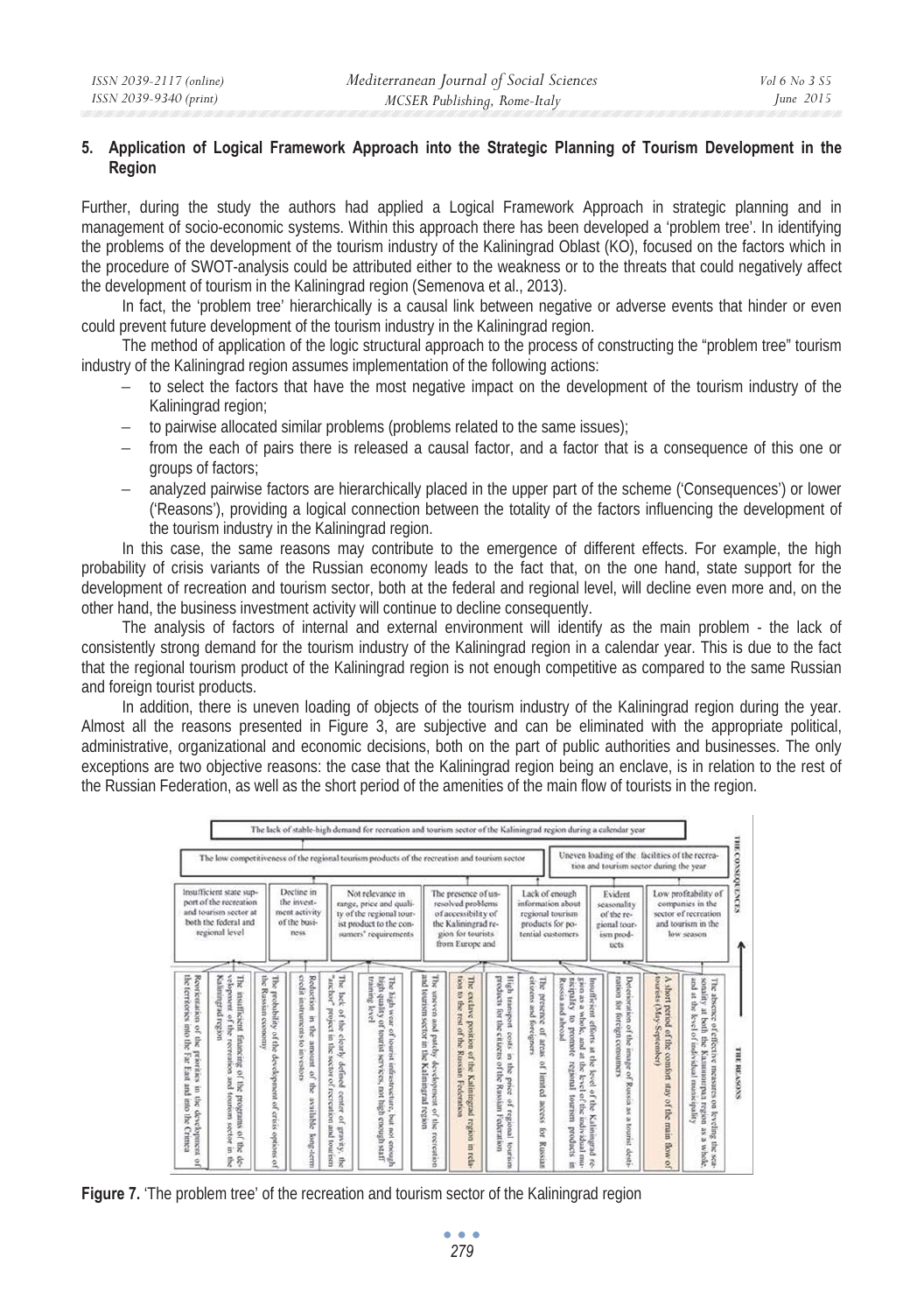## 5. Application of Logical Framework Approach into the Strategic Planning of Tourism Development in the Region

Further, during the study the authors had applied a Logical Framework Approach in strategic planning and in management of socio-economic systems. Within this approach there has been developed a 'problem tree'. In identifying the problems of the development of the tourism industry of the Kaliningrad Oblast (KO), focused on the factors which in the procedure of SWOT-analysis could be attributed either to the weakness or to the threats that could negatively affect the development of tourism in the Kaliningrad region (Semenova et al., 2013).

In fact, the 'problem tree' hierarchically is a causal link between negative or adverse events that hinder or even could prevent future development of the tourism industry in the Kaliningrad region.

The method of application of the logic structural approach to the process of constructing the "problem tree" tourism industry of the Kaliningrad region assumes implementation of the following actions:

- to select the factors that have the most negative impact on the development of the tourism industry of the Kaliningrad region;
- to pairwise allocated similar problems (problems related to the same issues);
- from the each of pairs there is released a causal factor, and a factor that is a consequence of this one or groups of factors;
- analyzed pairwise factors are hierarchically placed in the upper part of the scheme ('Consequences') or lower ('Reasons'), providing a logical connection between the totality of the factors influencing the development of the tourism industry in the Kaliningrad region.

In this case, the same reasons may contribute to the emergence of different effects. For example, the high probability of crisis variants of the Russian economy leads to the fact that, on the one hand, state support for the development of recreation and tourism sector, both at the federal and regional level, will decline even more and, on the other hand, the business investment activity will continue to decline consequently.

The analysis of factors of internal and external environment will identify as the main problem - the lack of consistently strong demand for the tourism industry of the Kaliningrad region in a calendar year. This is due to the fact that the regional tourism product of the Kaliningrad region is not enough competitive as compared to the same Russian and foreign tourist products.

In addition, there is uneven loading of objects of the tourism industry of the Kaliningrad region during the year. Almost all the reasons presented in Figure 3, are subjective and can be eliminated with the appropriate political, administrative, organizational and economic decisions, both on the part of public authorities and businesses. The only exceptions are two objective reasons: the case that the Kaliningrad region being an enclave, is in relation to the rest of the Russian Federation, as well as the short period of the amenities of the main flow of tourists in the region.

**THE CONSEQUENCES**

- The lack of stable-high demand for recreation and tourism sector of the Kaliningrad region during a calendar year
  - The low competitiveness of the regional tourism products of the recreation and tourism sector
  - Uneven loading of the facilities of the recreation and tourism sector during the year
    - Insufficient state support of the recreation and tourism sector at both the federal and regional level
    - Decline in the investment activity of the business
    - Not relevance in range, price and quality of the regional tourist product to the consumers' requirements
    - The presence of unresolved problems of accessibility of the Kaliningrad region for tourists from Europe and
    - Lack of enough information about regional tourism products for potential customers
    - Evident seasonality of the regional tourism products
    - Low profitability of companies in the sector of recreation and tourism in the low season

**THE REASONS**

- Reorientation of the priorities in the development of the territories into the Far East and into the Crimea
- The insufficient financing of the programs of the development of the recreation and tourism sector in the Kaliningrad region
- The probability of the development of crisis options of the Russian economy
- Reduction in the amount of the available long-term credit instruments to investors
- The lack of the clearly defined center of gravity; the "anchor" project in the sector of recreation and tourism
- The high wear of tourist infrastructure, but not enough high quality of tourist services, not high enough staff training level
- The uneven and patchy development of the recreation and tourism sector in the Kaliningrad region
- The exclave position of the Kaliningrad region in relation to the rest of the Russian Federation
- High transport costs in the price of regional tourism products for the citizens of the Russian Federation
- The presence of areas of limited access for Russian citizens and foreigners
- Insufficient efforts at the level of the Kaliningrad region as a whole, and at the level of the individual municipality to promote regional tourism products in Russia and abroad
- Deterioration of the image of Russia as a tourist destination for foreign consumers
- A short period of the comfort stay of the main flow of tourists (May-September)
- The absence of effective measures on leveling the seasonality at both the Kaliningrad region as a whole and at the level of individual municipality

**Figure 7.** 'The problem tree' of the recreation and tourism sector of the Kaliningrad region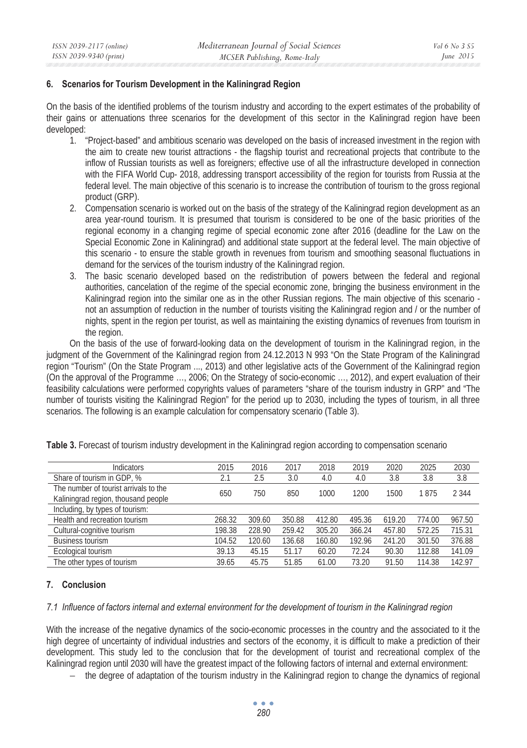## 6. Scenarios for Tourism Development in the Kaliningrad Region

On the basis of the identified problems of the tourism industry and according to the expert estimates of the probability of their gains or attenuations three scenarios for the development of this sector in the Kaliningrad region have been developed:

1. "Project-based" and ambitious scenario was developed on the basis of increased investment in the region with the aim to create new tourist attractions - the flagship tourist and recreational projects that contribute to the inflow of Russian tourists as well as foreigners; effective use of all the infrastructure developed in connection with the FIFA World Cup- 2018, addressing transport accessibility of the region for tourists from Russia at the federal level. The main objective of this scenario is to increase the contribution of tourism to the gross regional product (GRP).
2. Compensation scenario is worked out on the basis of the strategy of the Kaliningrad region development as an area year-round tourism. It is presumed that tourism is considered to be one of the basic priorities of the regional economy in a changing regime of special economic zone after 2016 (deadline for the Law on the Special Economic Zone in Kaliningrad) and additional state support at the federal level. The main objective of this scenario - to ensure the stable growth in revenues from tourism and smoothing seasonal fluctuations in demand for the services of the tourism industry of the Kaliningrad region.
3. The basic scenario developed based on the redistribution of powers between the federal and regional authorities, cancelation of the regime of the special economic zone, bringing the business environment in the Kaliningrad region into the similar one as in the other Russian regions. The main objective of this scenario - not an assumption of reduction in the number of tourists visiting the Kaliningrad region and / or the number of nights, spent in the region per tourist, as well as maintaining the existing dynamics of revenues from tourism in the region.

On the basis of the use of forward-looking data on the development of tourism in the Kaliningrad region, in the judgment of the Government of the Kaliningrad region from 24.12.2013 N 993 "On the State Program of the Kaliningrad region "Tourism" (On the State Program ..., 2013) and other legislative acts of the Government of the Kaliningrad region (On the approval of the Programme …, 2006; On the Strategy of socio-economic …, 2012), and expert evaluation of their feasibility calculations were performed copyrights values of parameters "share of the tourism industry in GRP" and "The number of tourists visiting the Kaliningrad Region" for the period up to 2030, including the types of tourism, in all three scenarios. The following is an example calculation for compensatory scenario (Table 3).

**Table 3.** Forecast of tourism industry development in the Kaliningrad region according to compensation scenario

| Indicators | 2015 | 2016 | 2017 | 2018 | 2019 | 2020 | 2025 | 2030 |
|---|---|---|---|---|---|---|---|---|
| Share of tourism in GDP, % | 2.1 | 2.5 | 3.0 | 4.0 | 4.0 | 3.8 | 3.8 | 3.8 |
| The number of tourist arrivals to the Kaliningrad region, thousand people | 650 | 750 | 850 | 1000 | 1200 | 1500 | 1 875 | 2 344 |
| Including, by types of tourism: | | | | | | | | |
| Health and recreation tourism | 268.32 | 309.60 | 350.88 | 412.80 | 495.36 | 619.20 | 774.00 | 967.50 |
| Cultural-cognitive tourism | 198.38 | 228.90 | 259.42 | 305.20 | 366.24 | 457.80 | 572.25 | 715.31 |
| Business tourism | 104.52 | 120.60 | 136.68 | 160.80 | 192.96 | 241.20 | 301.50 | 376.88 |
| Ecological tourism | 39.13 | 45.15 | 51.17 | 60.20 | 72.24 | 90.30 | 112.88 | 141.09 |
| The other types of tourism | 39.65 | 45.75 | 51.85 | 61.00 | 73.20 | 91.50 | 114.38 | 142.97 |

## 7. Conclusion

### *7.1 Influence of factors internal and external environment for the development of tourism in the Kaliningrad region*

With the increase of the negative dynamics of the socio-economic processes in the country and the associated to it the high degree of uncertainty of individual industries and sectors of the economy, it is difficult to make a prediction of their development. This study led to the conclusion that for the development of tourist and recreational complex of the Kaliningrad region until 2030 will have the greatest impact of the following factors of internal and external environment:

- the degree of adaptation of the tourism industry in the Kaliningrad region to change the dynamics of regional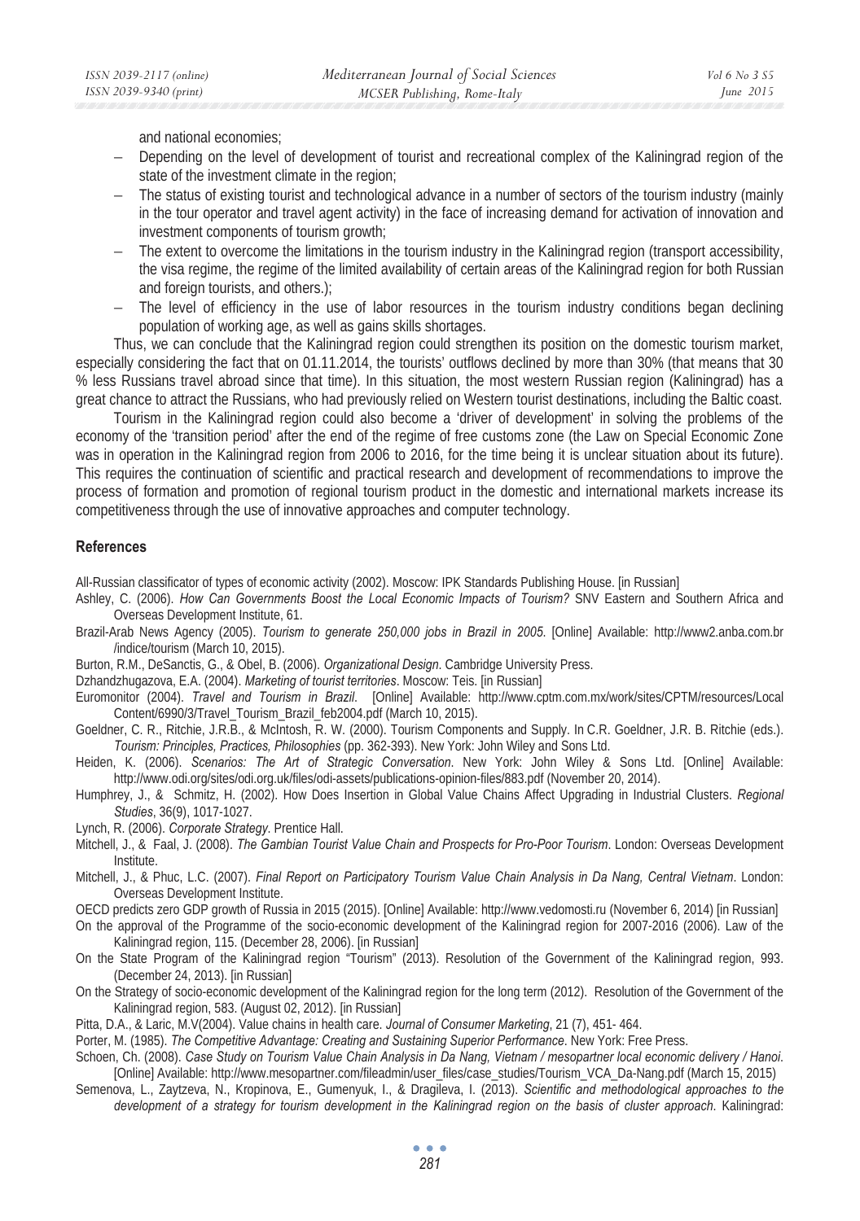and national economies;

- Depending on the level of development of tourist and recreational complex of the Kaliningrad region of the state of the investment climate in the region;
- The status of existing tourist and technological advance in a number of sectors of the tourism industry (mainly in the tour operator and travel agent activity) in the face of increasing demand for activation of innovation and investment components of tourism growth;
- The extent to overcome the limitations in the tourism industry in the Kaliningrad region (transport accessibility, the visa regime, the regime of the limited availability of certain areas of the Kaliningrad region for both Russian and foreign tourists, and others.);
- The level of efficiency in the use of labor resources in the tourism industry conditions began declining population of working age, as well as gains skills shortages.

Thus, we can conclude that the Kaliningrad region could strengthen its position on the domestic tourism market, especially considering the fact that on 01.11.2014, the tourists' outflows declined by more than 30% (that means that 30 % less Russians travel abroad since that time). In this situation, the most western Russian region (Kaliningrad) has a great chance to attract the Russians, who had previously relied on Western tourist destinations, including the Baltic coast.

Tourism in the Kaliningrad region could also become a 'driver of development' in solving the problems of the economy of the 'transition period' after the end of the regime of free customs zone (the Law on Special Economic Zone was in operation in the Kaliningrad region from 2006 to 2016, for the time being it is unclear situation about its future). This requires the continuation of scientific and practical research and development of recommendations to improve the process of formation and promotion of regional tourism product in the domestic and international markets increase its competitiveness through the use of innovative approaches and computer technology.

## References

All-Russian classificator of types of economic activity (2002). Moscow: IPK Standards Publishing House. [in Russian]

Ashley, C. (2006). *How Can Governments Boost the Local Economic Impacts of Tourism?* SNV Eastern and Southern Africa and Overseas Development Institute, 61.

Brazil-Arab News Agency (2005). *Tourism to generate 250,000 jobs in Brazil in 2005*. [Online] Available: http://www2.anba.com.br /indice/tourism (March 10, 2015).

Burton, R.M., DeSanctis, G., & Obel, B. (2006). *Organizational Design*. Cambridge University Press.

Dzhandzhugazova, E.A. (2004). *Marketing of tourist territories*. Moscow: Teis. [in Russian]

Euromonitor (2004). *Travel and Tourism in Brazil*. [Online] Available: http://www.cptm.com.mx/work/sites/CPTM/resources/Local Content/6990/3/Travel_Tourism_Brazil_feb2004.pdf (March 10, 2015).

Goeldner, C. R., Ritchie, J.R.B., & McIntosh, R. W. (2000). Tourism Components and Supply. In C.R. Goeldner, J.R. B. Ritchie (eds.). *Tourism: Principles, Practices, Philosophies* (pp. 362-393). New York: John Wiley and Sons Ltd.

Heiden, K. (2006). *Scenarios: The Art of Strategic Conversation*. New York: John Wiley & Sons Ltd. [Online] Available: http://www.odi.org/sites/odi.org.uk/files/odi-assets/publications-opinion-files/883.pdf (November 20, 2014).

Humphrey, J., & Schmitz, H. (2002). How Does Insertion in Global Value Chains Affect Upgrading in Industrial Clusters. *Regional Studies*, 36(9), 1017-1027.

Lynch, R. (2006). *Corporate Strategy*. Prentice Hall.

Mitchell, J., & Faal, J. (2008). *The Gambian Tourist Value Chain and Prospects for Pro-Poor Tourism*. London: Overseas Development Institute.

Mitchell, J., & Phuc, L.C. (2007). *Final Report on Participatory Tourism Value Chain Analysis in Da Nang, Central Vietnam*. London: Overseas Development Institute.

OECD predicts zero GDP growth of Russia in 2015 (2015). [Online] Available: http://www.vedomosti.ru (November 6, 2014) [in Russian]

On the approval of the Programme of the socio-economic development of the Kaliningrad region for 2007-2016 (2006). Law of the Kaliningrad region, 115. (December 28, 2006). [in Russian]

On the State Program of the Kaliningrad region "Tourism" (2013). Resolution of the Government of the Kaliningrad region, 993. (December 24, 2013). [in Russian]

On the Strategy of socio-economic development of the Kaliningrad region for the long term (2012). Resolution of the Government of the Kaliningrad region, 583. (August 02, 2012). [in Russian]

Pitta, D.A., & Laric, M.V(2004). Value chains in health care. *Journal of Consumer Marketing*, 21 (7), 451- 464.

Porter, M. (1985). *The Competitive Advantage: Creating and Sustaining Superior Performance*. New York: Free Press.

Schoen, Ch. (2008). *Case Study on Tourism Value Chain Analysis in Da Nang, Vietnam / mesopartner local economic delivery / Hanoi*. [Online] Available: http://www.mesopartner.com/fileadmin/user_files/case_studies/Tourism_VCA_Da-Nang.pdf (March 15, 2015)

Semenova, L., Zaytzeva, N., Kropinova, E., Gumenyuk, I., & Dragileva, I. (2013). *Scientific and methodological approaches to the development of a strategy for tourism development in the Kaliningrad region on the basis of cluster approach*. Kaliningrad: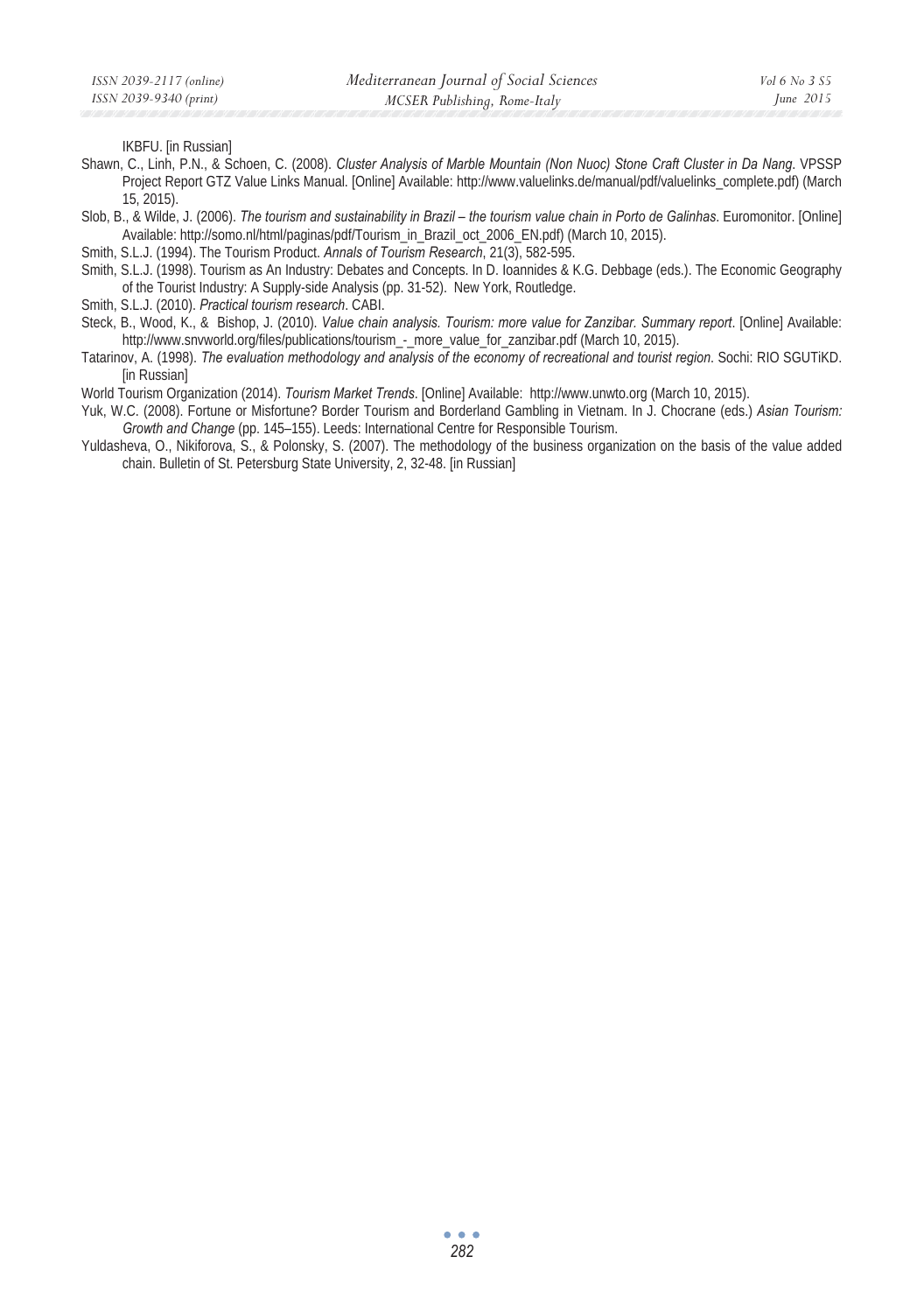IKBFU. [in Russian]

Shawn, C., Linh, P.N., & Schoen, C. (2008). *Cluster Analysis of Marble Mountain (Non Nuoc) Stone Craft Cluster in Da Nang*. VPSSP Project Report GTZ Value Links Manual. [Online] Available: http://www.valuelinks.de/manual/pdf/valuelinks_complete.pdf) (March 15, 2015).

Slob, B., & Wilde, J. (2006). *The tourism and sustainability in Brazil – the tourism value chain in Porto de Galinhas*. Euromonitor. [Online] Available: http://somo.nl/html/paginas/pdf/Tourism_in_Brazil_oct_2006_EN.pdf) (March 10, 2015).

Smith, S.L.J. (1994). The Tourism Product. *Annals of Tourism Research*, 21(3), 582-595.

Smith, S.L.J. (1998). Tourism as An Industry: Debates and Concepts. In D. Ioannides & K.G. Debbage (eds.). The Economic Geography of the Tourist Industry: A Supply-side Analysis (pp. 31-52). New York, Routledge.

Smith, S.L.J. (2010). *Practical tourism research*. CABI.

Steck, B., Wood, K., & Bishop, J. (2010). *Value chain analysis. Tourism: more value for Zanzibar. Summary report*. [Online] Available: http://www.snvworld.org/files/publications/tourism_-_more_value_for_zanzibar.pdf (March 10, 2015).

Tatarinov, A. (1998). *The evaluation methodology and analysis of the economy of recreational and tourist region*. Sochi: RIO SGUTiKD. [in Russian]

World Tourism Organization (2014). *Tourism Market Trends*. [Online] Available: http://www.unwto.org (March 10, 2015).

Yuk, W.C. (2008). Fortune or Misfortune? Border Tourism and Borderland Gambling in Vietnam. In J. Chocrane (eds.) *Asian Tourism: Growth and Change* (pp. 145–155). Leeds: International Centre for Responsible Tourism.

Yuldasheva, O., Nikiforova, S., & Polonsky, S. (2007). The methodology of the business organization on the basis of the value added chain. Bulletin of St. Petersburg State University, 2, 32-48. [in Russian]